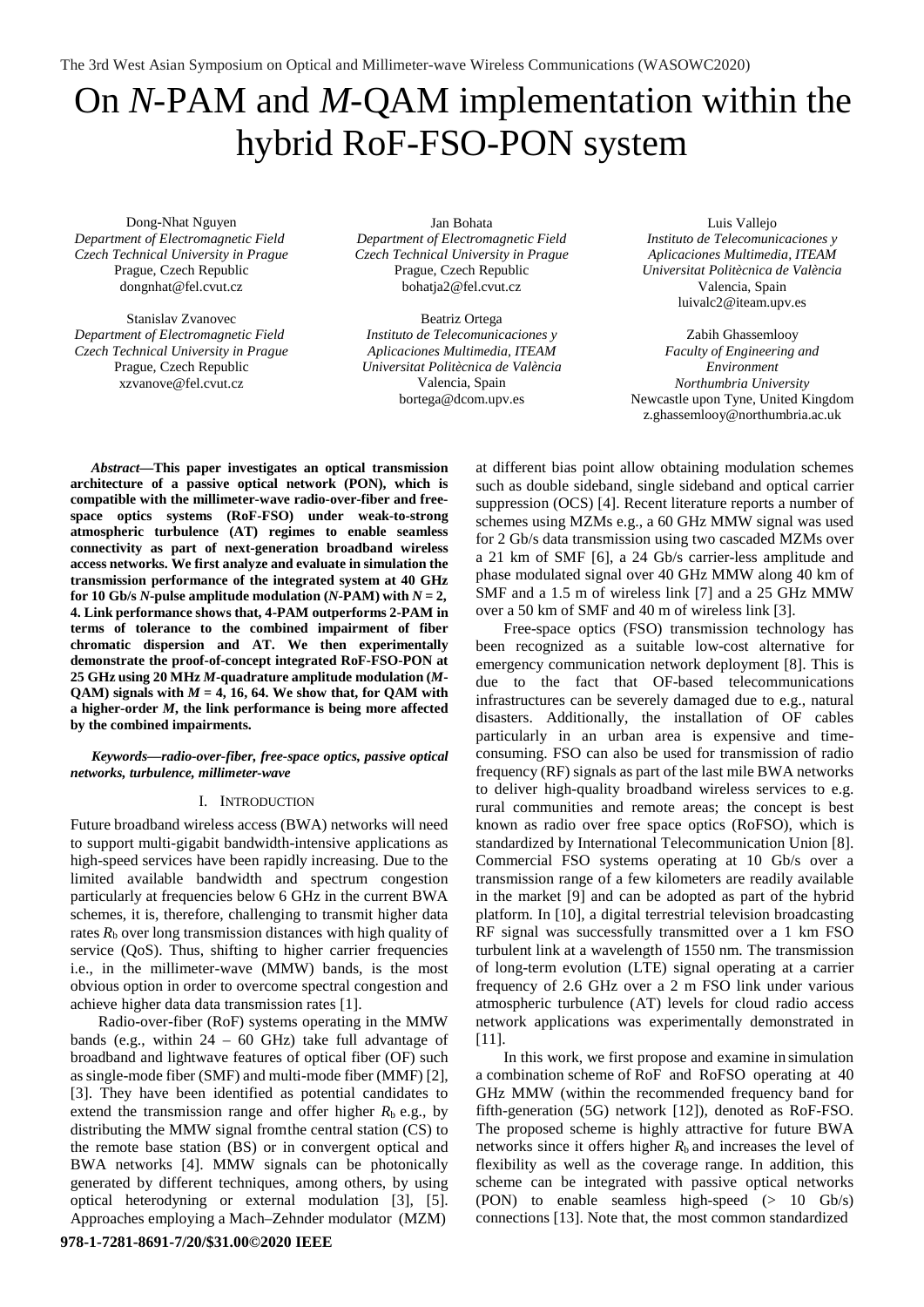The 3rd West Asian Symposium on Optical and Millimeter-wave Wireless Communications (WASOWC2020)

# On *N*-PAM and *M*-QAM implementation within the hybrid RoF-FSO-PON system

Dong-Nhat Nguyen
*Department of Electromagnetic Field*
*Czech Technical University in Prague*
Prague, Czech Republic
dongnhat@fel.cvut.cz

Jan Bohata
*Department of Electromagnetic Field*
*Czech Technical University in Prague*
Prague, Czech Republic
bohatja2@fel.cvut.cz

Luis Vallejo
*Instituto de Telecomunicaciones y Aplicaciones Multimedia, ITEAM*
*Universitat Politècnica de València*
Valencia, Spain
luivalc2@iteam.upv.es

Stanislav Zvanovec
*Department of Electromagnetic Field*
*Czech Technical University in Prague*
Prague, Czech Republic
xzvanove@fel.cvut.cz

Beatriz Ortega
*Instituto de Telecomunicaciones y Aplicaciones Multimedia, ITEAM*
*Universitat Politècnica de València*
Valencia, Spain
bortega@dcom.upv.es

Zabih Ghassemlooy
*Faculty of Engineering and Environment*
*Northumbria University*
Newcastle upon Tyne, United Kingdom
z.ghassemlooy@northumbria.ac.uk

***Abstract*—This paper investigates an optical transmission architecture of a passive optical network (PON), which is compatible with the millimeter-wave radio-over-fiber and free-space optics systems (RoF-FSO) under weak-to-strong atmospheric turbulence (AT) regimes to enable seamless connectivity as part of next-generation broadband wireless access networks. We first analyze and evaluate in simulation the transmission performance of the integrated system at 40 GHz for 10 Gb/s *N*-pulse amplitude modulation (*N*-PAM) with *N* = 2, 4. Link performance shows that, 4-PAM outperforms 2-PAM in terms of tolerance to the combined impairment of fiber chromatic dispersion and AT. We then experimentally demonstrate the proof-of-concept integrated RoF-FSO-PON at 25 GHz using 20 MHz *M*-quadrature amplitude modulation (*M*-QAM) signals with *M* = 4, 16, 64. We show that, for QAM with a higher-order *M*, the link performance is being more affected by the combined impairments.**

***Keywords*—radio-over-fiber, free-space optics, passive optical networks, turbulence, millimeter-wave**

## I. Introduction

Future broadband wireless access (BWA) networks will need to support multi-gigabit bandwidth-intensive applications as high-speed services have been rapidly increasing. Due to the limited available bandwidth and spectrum congestion particularly at frequencies below 6 GHz in the current BWA schemes, it is, therefore, challenging to transmit higher data rates $R_b$ over long transmission distances with high quality of service (QoS). Thus, shifting to higher carrier frequencies i.e., in the millimeter-wave (MMW) bands, is the most obvious option in order to overcome spectral congestion and achieve higher data data transmission rates [1].

Radio-over-fiber (RoF) systems operating in the MMW bands (e.g., within 24 – 60 GHz) take full advantage of broadband and lightwave features of optical fiber (OF) such as single-mode fiber (SMF) and multi-mode fiber (MMF) [2], [3]. They have been identified as potential candidates to extend the transmission range and offer higher $R_b$ e.g., by distributing the MMW signal from the central station (CS) to the remote base station (BS) or in convergent optical and BWA networks [4]. MMW signals can be photonically generated by different techniques, among others, by using optical heterodyning or external modulation [3], [5]. Approaches employing a Mach–Zehnder modulator (MZM) at different bias point allow obtaining modulation schemes such as double sideband, single sideband and optical carrier suppression (OCS) [4]. Recent literature reports a number of schemes using MZMs e.g., a 60 GHz MMW signal was used for 2 Gb/s data transmission using two cascaded MZMs over a 21 km of SMF [6], a 24 Gb/s carrier-less amplitude and phase modulated signal over 40 GHz MMW along 40 km of SMF and a 1.5 m of wireless link [7] and a 25 GHz MMW over a 50 km of SMF and 40 m of wireless link [3].

Free-space optics (FSO) transmission technology has been recognized as a suitable low-cost alternative for emergency communication network deployment [8]. This is due to the fact that OF-based telecommunications infrastructures can be severely damaged due to e.g., natural disasters. Additionally, the installation of OF cables particularly in an urban area is expensive and time-consuming. FSO can also be used for transmission of radio frequency (RF) signals as part of the last mile BWA networks to deliver high-quality broadband wireless services to e.g. rural communities and remote areas; the concept is best known as radio over free space optics (RoFSO), which is standardized by International Telecommunication Union [8]. Commercial FSO systems operating at 10 Gb/s over a transmission range of a few kilometers are readily available in the market [9] and can be adopted as part of the hybrid platform. In [10], a digital terrestrial television broadcasting RF signal was successfully transmitted over a 1 km FSO turbulent link at a wavelength of 1550 nm. The transmission of long-term evolution (LTE) signal operating at a carrier frequency of 2.6 GHz over a 2 m FSO link under various atmospheric turbulence (AT) levels for cloud radio access network applications was experimentally demonstrated in [11].

In this work, we first propose and examine in simulation a combination scheme of RoF and RoFSO operating at 40 GHz MMW (within the recommended frequency band for fifth-generation (5G) network [12]), denoted as RoF-FSO. The proposed scheme is highly attractive for future BWA networks since it offers higher $R_b$ and increases the level of flexibility as well as the coverage range. In addition, this scheme can be integrated with passive optical networks (PON) to enable seamless high-speed (> 10 Gb/s) connections [13]. Note that, the most common standardized

**978-1-7281-8691-7/20/$31.00©2020 IEEE**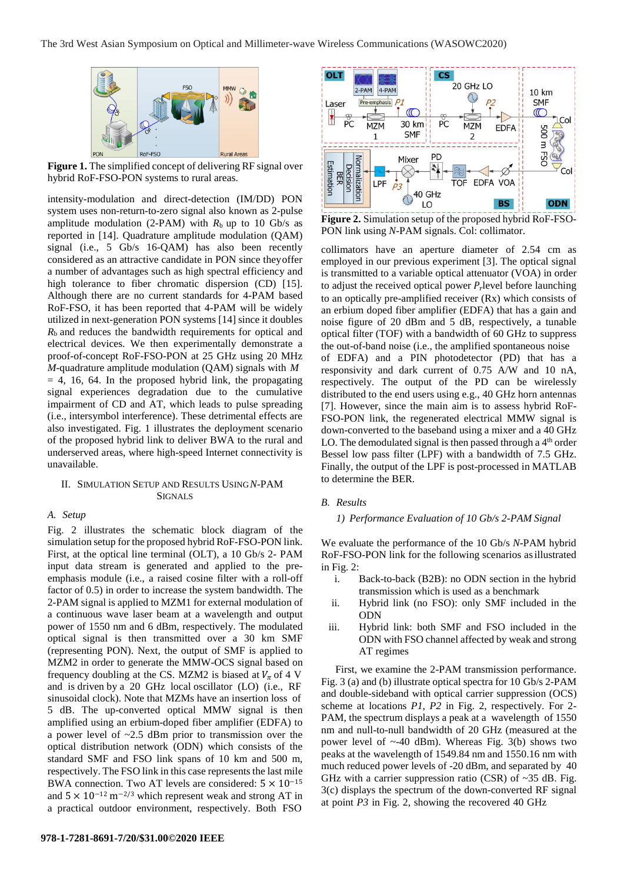**Figure 1.** The simplified concept of delivering RF signal over hybrid RoF-FSO-PON systems to rural areas.

intensity-modulation and direct-detection (IM/DD) PON system uses non-return-to-zero signal also known as 2-pulse amplitude modulation (2-PAM) with $R_b$ up to 10 Gb/s as reported in [14]. Quadrature amplitude modulation (QAM) signal (i.e., 5 Gb/s 16-QAM) has also been recently considered as an attractive candidate in PON since theyoffer a number of advantages such as high spectral efficiency and high tolerance to fiber chromatic dispersion (CD) [15]. Although there are no current standards for 4-PAM based RoF-FSO, it has been reported that 4-PAM will be widely utilized in next-generation PON systems [14] since it doubles $R_b$ and reduces the bandwidth requirements for optical and electrical devices. We then experimentally demonstrate a proof-of-concept RoF-FSO-PON at 25 GHz using 20 MHz *M*-quadrature amplitude modulation (QAM) signals with $M$ = 4, 16, 64. In the proposed hybrid link, the propagating signal experiences degradation due to the cumulative impairment of CD and AT, which leads to pulse spreading (i.e., intersymbol interference). These detrimental effects are also investigated. Fig. 1 illustrates the deployment scenario of the proposed hybrid link to deliver BWA to the rural and underserved areas, where high-speed Internet connectivity is unavailable.

## II. Simulation Setup and Results Using *N*-PAM Signals

### *A. Setup*

Fig. 2 illustrates the schematic block diagram of the simulation setup for the proposed hybrid RoF-FSO-PON link. First, at the optical line terminal (OLT), a 10 Gb/s 2- PAM input data stream is generated and applied to the pre-emphasis module (i.e., a raised cosine filter with a roll-off factor of 0.5) in order to increase the system bandwidth. The 2-PAM signal is applied to MZM1 for external modulation of a continuous wave laser beam at a wavelength and output power of 1550 nm and 6 dBm, respectively. The modulated optical signal is then transmitted over a 30 km SMF (representing PON). Next, the output of SMF is applied to MZM2 in order to generate the MMW-OCS signal based on frequency doubling at the CS. MZM2 is biased at $V_\pi$ of 4 V and is driven by a 20 GHz local oscillator (LO) (i.e., RF sinusoidal clock). Note that MZMs have an insertion loss of 5 dB. The up-converted optical MMW signal is then amplified using an erbium-doped fiber amplifier (EDFA) to a power level of ~2.5 dBm prior to transmission over the optical distribution network (ODN) which consists of the standard SMF and FSO link spans of 10 km and 500 m, respectively. The FSO link in this case represents the last mile BWA connection. Two AT levels are considered: $5 \times 10^{-15}$ and $5 \times 10^{-12}\ \mathrm{m}^{-2/3}$ which represent weak and strong AT in a practical outdoor environment, respectively. Both FSO collimators have an aperture diameter of 2.54 cm as employed in our previous experiment [3]. The optical signal is transmitted to a variable optical attenuator (VOA) in order to adjust the received optical power $P_r$level before launching to an optically pre-amplified receiver (Rx) which consists of an erbium doped fiber amplifier (EDFA) that has a gain and noise figure of 20 dBm and 5 dB, respectively, a tunable optical filter (TOF) with a bandwidth of 60 GHz to suppress the out-of-band noise (i.e., the amplified spontaneous noise of EDFA) and a PIN photodetector (PD) that has a responsivity and dark current of 0.75 A/W and 10 nA, respectively. The output of the PD can be wirelessly distributed to the end users using e.g., 40 GHz horn antennas [7]. However, since the main aim is to assess hybrid RoF-FSO-PON link, the regenerated electrical MMW signal is down-converted to the baseband using a mixer and a 40 GHz LO. The demodulated signal is then passed through a 4th order Bessel low pass filter (LPF) with a bandwidth of 7.5 GHz. Finally, the output of the LPF is post-processed in MATLAB to determine the BER.

**Figure 2.** Simulation setup of the proposed hybrid RoF-FSO-PON link using *N*-PAM signals. Col: collimator.

### *B. Results*

#### *1) Performance Evaluation of 10 Gb/s 2-PAM Signal*

We evaluate the performance of the 10 Gb/s *N*-PAM hybrid RoF-FSO-PON link for the following scenarios as illustrated in Fig. 2:

i. Back-to-back (B2B): no ODN section in the hybrid transmission which is used as a benchmark
ii. Hybrid link (no FSO): only SMF included in the ODN
iii. Hybrid link: both SMF and FSO included in the ODN with FSO channel affected by weak and strong AT regimes

First, we examine the 2-PAM transmission performance. Fig. 3 (a) and (b) illustrate optical spectra for 10 Gb/s 2-PAM and double-sideband with optical carrier suppression (OCS) scheme at locations *P1*, *P2* in Fig. 2, respectively. For 2-PAM, the spectrum displays a peak at a wavelength of 1550 nm and null-to-null bandwidth of 20 GHz (measured at the power level of ~-40 dBm). Whereas Fig. 3(b) shows two peaks at the wavelength of 1549.84 nm and 1550.16 nm with much reduced power levels of -20 dBm, and separated by 40 GHz with a carrier suppression ratio (CSR) of ~35 dB. Fig. 3(c) displays the spectrum of the down-converted RF signal at point *P3* in Fig. 2, showing the recovered 40 GHz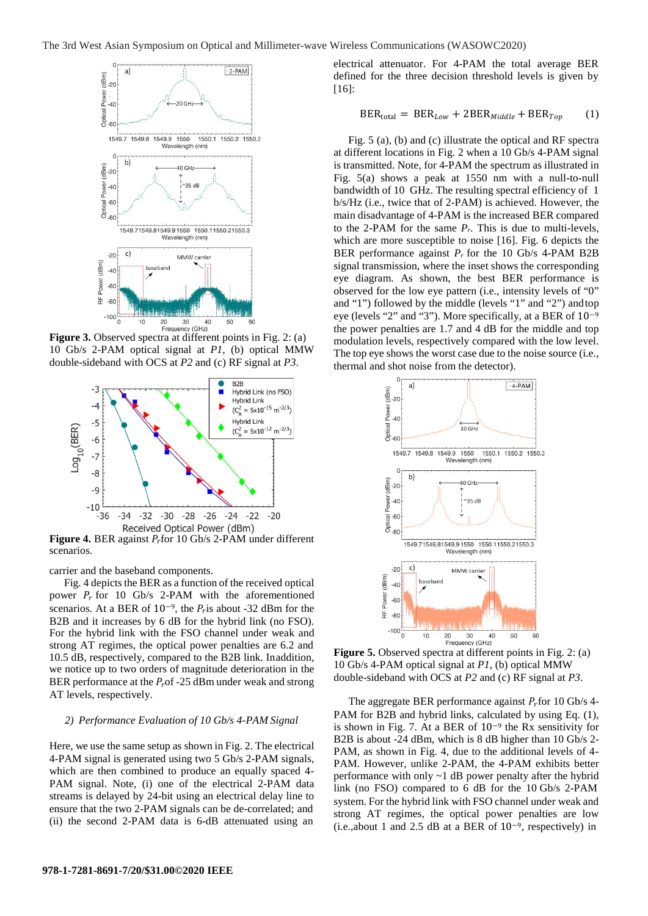**Figure 3.** Observed spectra at different points in Fig. 2: (a) 10 Gb/s 2-PAM optical signal at *P1*, (b) optical MMW double-sideband with OCS at *P2* and (c) RF signal at *P3*.

**Figure 4.** BER against $P_r$ for 10 Gb/s 2-PAM under different scenarios.

carrier and the baseband components.

Fig. 4 depicts the BER as a function of the received optical power $P_r$ for 10 Gb/s 2-PAM with the aforementioned scenarios. At a BER of $10^{-9}$, the $P_r$ is about -32 dBm for the B2B and it increases by 6 dB for the hybrid link (no FSO). For the hybrid link with the FSO channel under weak and strong AT regimes, the optical power penalties are 6.2 and 10.5 dB, respectively, compared to the B2B link. In addition, we notice up to two orders of magnitude deterioration in the BER performance at the $P_r$ of -25 dBm under weak and strong AT levels, respectively.

*2) Performance Evaluation of 10 Gb/s 4-PAM Signal*

Here, we use the same setup as shown in Fig. 2. The electrical 4-PAM signal is generated using two 5 Gb/s 2-PAM signals, which are then combined to produce an equally spaced 4-PAM signal. Note, (i) one of the electrical 2-PAM data streams is delayed by 24-bit using an electrical delay line to ensure that the two 2-PAM signals can be de-correlated; and (ii) the second 2-PAM data is 6-dB attenuated using an electrical attenuator. For 4-PAM the total average BER defined for the three decision threshold levels is given by [16]:

$$\mathrm{BER_{total}} = \mathrm{BER}_{Low} + 2\mathrm{BER}_{Middle} + \mathrm{BER}_{Top} \qquad (1)$$

Fig. 5 (a), (b) and (c) illustrate the optical and RF spectra at different locations in Fig. 2 when a 10 Gb/s 4-PAM signal is transmitted. Note, for 4-PAM the spectrum as illustrated in Fig. 5(a) shows a peak at 1550 nm with a null-to-null bandwidth of 10 GHz. The resulting spectral efficiency of 1 b/s/Hz (i.e., twice that of 2-PAM) is achieved. However, the main disadvantage of 4-PAM is the increased BER compared to the 2-PAM for the same $P_r$. This is due to multi-levels, which are more susceptible to noise [16]. Fig. 6 depicts the BER performance against $P_r$ for the 10 Gb/s 4-PAM B2B signal transmission, where the inset shows the corresponding eye diagram. As shown, the best BER performance is observed for the low eye pattern (i.e., intensity levels of "0" and "1") followed by the middle (levels "1" and "2") and top eye (levels "2" and "3"). More specifically, at a BER of $10^{-9}$ the power penalties are 1.7 and 4 dB for the middle and top modulation levels, respectively compared with the low level. The top eye shows the worst case due to the noise source (i.e., thermal and shot noise from the detector).

**Figure 5.** Observed spectra at different points in Fig. 2: (a) 10 Gb/s 4-PAM optical signal at *P1*, (b) optical MMW double-sideband with OCS at *P2* and (c) RF signal at *P3*.

The aggregate BER performance against $P_r$ for 10 Gb/s 4-PAM for B2B and hybrid links, calculated by using Eq. (1), is shown in Fig. 7. At a BER of $10^{-9}$ the Rx sensitivity for B2B is about -24 dBm, which is 8 dB higher than 10 Gb/s 2-PAM, as shown in Fig. 4, due to the additional levels of 4-PAM. However, unlike 2-PAM, the 4-PAM exhibits better performance with only ~1 dB power penalty after the hybrid link (no FSO) compared to 6 dB for the 10 Gb/s 2-PAM system. For the hybrid link with FSO channel under weak and strong AT regimes, the optical power penalties are low (i.e., about 1 and 2.5 dB at a BER of $10^{-9}$, respectively) in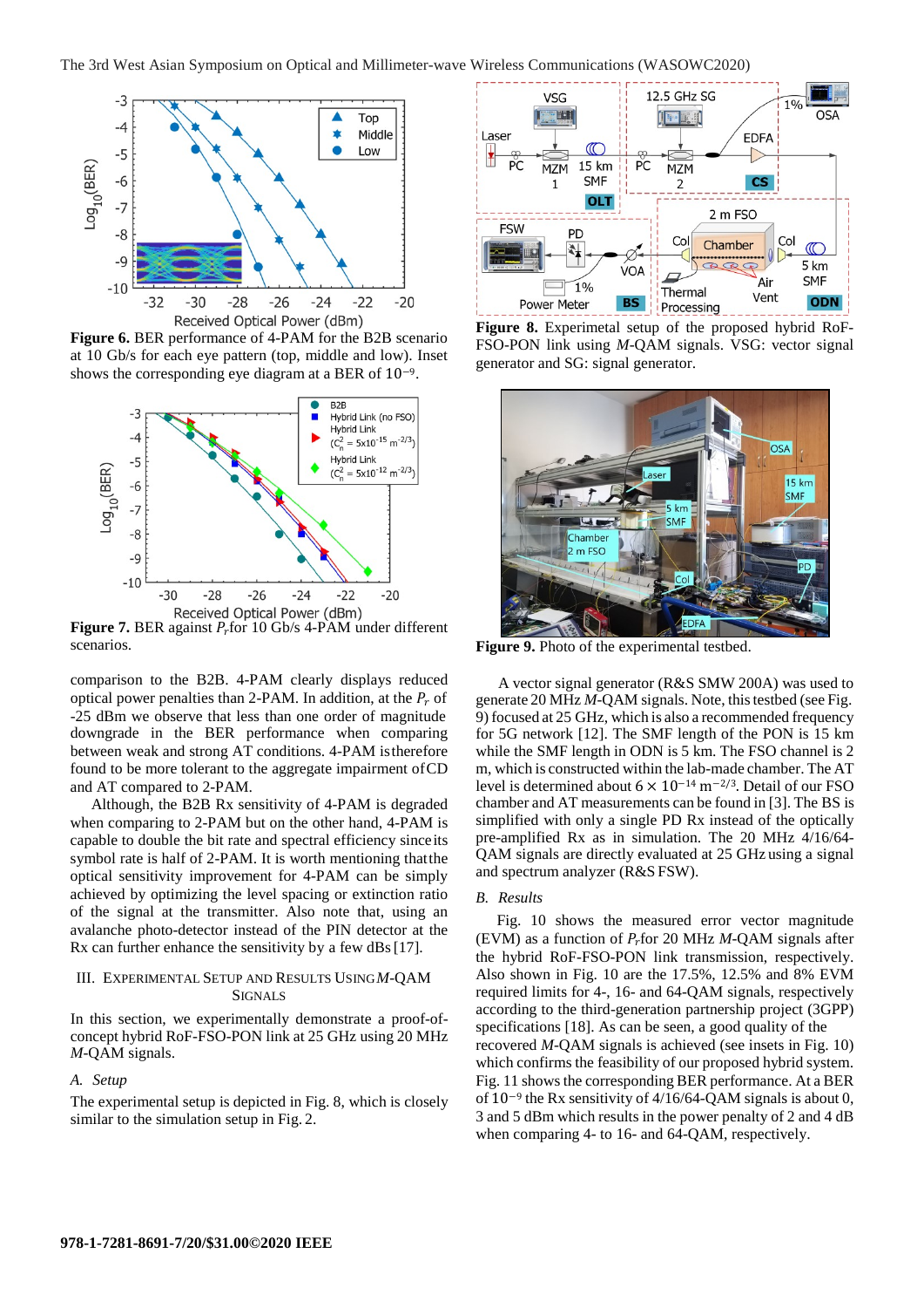**Figure 6.** BER performance of 4-PAM for the B2B scenario at 10 Gb/s for each eye pattern (top, middle and low). Inset shows the corresponding eye diagram at a BER of $10^{-9}$.

**Figure 7.** BER against $P_r$ for 10 Gb/s 4-PAM under different scenarios.

comparison to the B2B. 4-PAM clearly displays reduced optical power penalties than 2-PAM. In addition, at the $P_r$ of -25 dBm we observe that less than one order of magnitude downgrade in the BER performance when comparing between weak and strong AT conditions. 4-PAM is therefore found to be more tolerant to the aggregate impairment of CD and AT compared to 2-PAM.

Although, the B2B Rx sensitivity of 4-PAM is degraded when comparing to 2-PAM but on the other hand, 4-PAM is capable to double the bit rate and spectral efficiency since its symbol rate is half of 2-PAM. It is worth mentioning that the optical sensitivity improvement for 4-PAM can be simply achieved by optimizing the level spacing or extinction ratio of the signal at the transmitter. Also note that, using an avalanche photo-detector instead of the PIN detector at the Rx can further enhance the sensitivity by a few dBs [17].

## III. Experimental Setup and Results Using *M*-QAM Signals

In this section, we experimentally demonstrate a proof-of-concept hybrid RoF-FSO-PON link at 25 GHz using 20 MHz *M*-QAM signals.

### A. Setup

The experimental setup is depicted in Fig. 8, which is closely similar to the simulation setup in Fig. 2.

**Figure 8.** Experimetal setup of the proposed hybrid RoF-FSO-PON link using *M*-QAM signals. VSG: vector signal generator and SG: signal generator.

**Figure 9.** Photo of the experimental testbed.

A vector signal generator (R&S SMW 200A) was used to generate 20 MHz *M*-QAM signals. Note, this testbed (see Fig. 9) focused at 25 GHz, which is also a recommended frequency for 5G network [12]. The SMF length of the PON is 15 km while the SMF length in ODN is 5 km. The FSO channel is 2 m, which is constructed within the lab-made chamber. The AT level is determined about $6 \times 10^{-14}\ \text{m}^{-2/3}$. Detail of our FSO chamber and AT measurements can be found in [3]. The BS is simplified with only a single PD Rx instead of the optically pre-amplified Rx as in simulation. The 20 MHz 4/16/64-QAM signals are directly evaluated at 25 GHz using a signal and spectrum analyzer (R&S FSW).

### B. Results

Fig. 10 shows the measured error vector magnitude (EVM) as a function of $P_r$ for 20 MHz *M*-QAM signals after the hybrid RoF-FSO-PON link transmission, respectively. Also shown in Fig. 10 are the 17.5%, 12.5% and 8% EVM required limits for 4-, 16- and 64-QAM signals, respectively according to the third-generation partnership project (3GPP) specifications [18]. As can be seen, a good quality of the recovered *M*-QAM signals is achieved (see insets in Fig. 10) which confirms the feasibility of our proposed hybrid system. Fig. 11 shows the corresponding BER performance. At a BER of $10^{-9}$ the Rx sensitivity of 4/16/64-QAM signals is about 0, 3 and 5 dBm which results in the power penalty of 2 and 4 dB when comparing 4- to 16- and 64-QAM, respectively.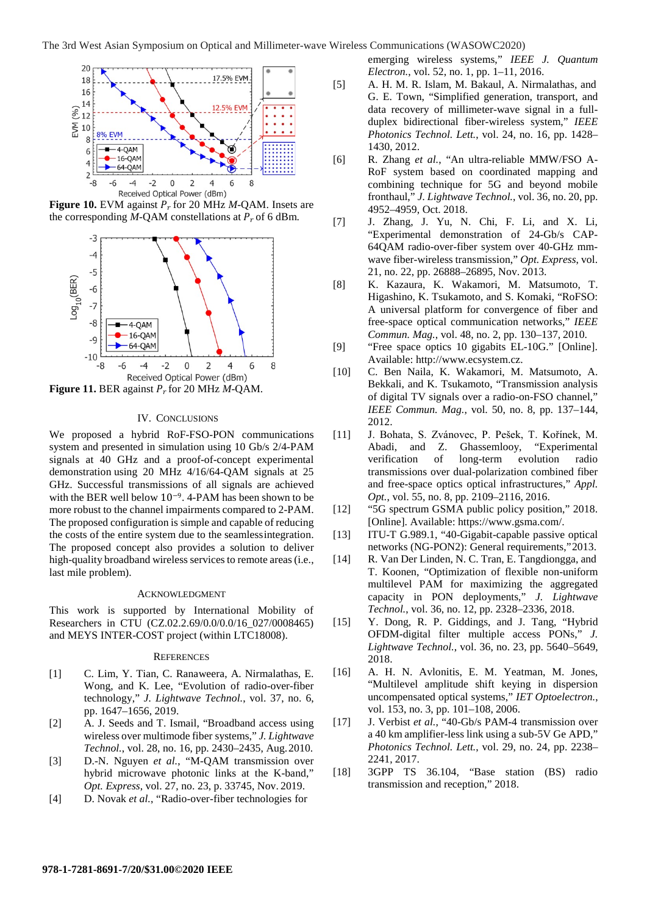20
18
16
14
12
10
8
6
4
2
EVM (%)
-8 -6 -4 -2 0 2 4 6 8
Received Optical Power (dBm)
17.5% EVM
12.5% EVM
8% EVM
4-QAM
16-QAM
64-QAM

**Figure 10.** EVM against $P_r$ for 20 MHz $M$-QAM. Insets are the corresponding $M$-QAM constellations at $P_r$ of 6 dBm.

-3
-4
-5
-6
-7
-8
-9
-10
$\mathrm{Log}_{10}$(BER)
-8 -6 -4 -2 0 2 4 6 8
Received Optical Power (dBm)
4-QAM
16-QAM
64-QAM

**Figure 11.** BER against $P_r$ for 20 MHz $M$-QAM.

## IV. CONCLUSIONS

We proposed a hybrid RoF-FSO-PON communications system and presented in simulation using 10 Gb/s 2/4-PAM signals at 40 GHz and a proof-of-concept experimental demonstration using 20 MHz 4/16/64-QAM signals at 25 GHz. Successful transmissions of all signals are achieved with the BER well below $10^{-9}$. 4-PAM has been shown to be more robust to the channel impairments compared to 2-PAM. The proposed configuration is simple and capable of reducing the costs of the entire system due to the seamless integration. The proposed concept also provides a solution to deliver high-quality broadband wireless services to remote areas (i.e., last mile problem).

## ACKNOWLEDGMENT

This work is supported by International Mobility of Researchers in CTU (CZ.02.2.69/0.0/0.0/16_027/0008465) and MEYS INTER-COST project (within LTC18008).

## REFERENCES

[1] C. Lim, Y. Tian, C. Ranaweera, A. Nirmalathas, E. Wong, and K. Lee, "Evolution of radio-over-fiber technology," *J. Lightwave Technol.*, vol. 37, no. 6, pp. 1647–1656, 2019.

[2] A. J. Seeds and T. Ismail, "Broadband access using wireless over multimode fiber systems," *J. Lightwave Technol.*, vol. 28, no. 16, pp. 2430–2435, Aug. 2010.

[3] D.-N. Nguyen *et al.*, "M-QAM transmission over hybrid microwave photonic links at the K-band," *Opt. Express*, vol. 27, no. 23, p. 33745, Nov. 2019.

[4] D. Novak *et al.*, "Radio-over-fiber technologies for emerging wireless systems," *IEEE J. Quantum Electron.*, vol. 52, no. 1, pp. 1–11, 2016.

[5] A. H. M. R. Islam, M. Bakaul, A. Nirmalathas, and G. E. Town, "Simplified generation, transport, and data recovery of millimeter-wave signal in a full-duplex bidirectional fiber-wireless system," *IEEE Photonics Technol. Lett.*, vol. 24, no. 16, pp. 1428–1430, 2012.

[6] R. Zhang *et al.*, "An ultra-reliable MMW/FSO A-RoF system based on coordinated mapping and combining technique for 5G and beyond mobile fronthaul," *J. Lightwave Technol.*, vol. 36, no. 20, pp. 4952–4959, Oct. 2018.

[7] J. Zhang, J. Yu, N. Chi, F. Li, and X. Li, "Experimental demonstration of 24-Gb/s CAP-64QAM radio-over-fiber system over 40-GHz mm-wave fiber-wireless transmission," *Opt. Express*, vol. 21, no. 22, pp. 26888–26895, Nov. 2013.

[8] K. Kazaura, K. Wakamori, M. Matsumoto, T. Higashino, K. Tsukamoto, and S. Komaki, "RoFSO: A universal platform for convergence of fiber and free-space optical communication networks," *IEEE Commun. Mag.*, vol. 48, no. 2, pp. 130–137, 2010.

[9] "Free space optics 10 gigabits EL-10G." [Online]. Available: http://www.ecsystem.cz.

[10] C. Ben Naila, K. Wakamori, M. Matsumoto, A. Bekkali, and K. Tsukamoto, "Transmission analysis of digital TV signals over a radio-on-FSO channel," *IEEE Commun. Mag.*, vol. 50, no. 8, pp. 137–144, 2012.

[11] J. Bohata, S. Zvánovec, P. Pešek, T. Kořínek, M. Abadi, and Z. Ghassemlooy, "Experimental verification of long-term evolution radio transmissions over dual-polarization combined fiber and free-space optics optical infrastructures," *Appl. Opt.*, vol. 55, no. 8, pp. 2109–2116, 2016.

[12] "5G spectrum GSMA public policy position," 2018. [Online]. Available: https://www.gsma.com/.

[13] ITU-T G.989.1, "40-Gigabit-capable passive optical networks (NG-PON2): General requirements," 2013.

[14] R. Van Der Linden, N. C. Tran, E. Tangdiongga, and T. Koonen, "Optimization of flexible non-uniform multilevel PAM for maximizing the aggregated capacity in PON deployments," *J. Lightwave Technol.*, vol. 36, no. 12, pp. 2328–2336, 2018.

[15] Y. Dong, R. P. Giddings, and J. Tang, "Hybrid OFDM-digital filter multiple access PONs," *J. Lightwave Technol.*, vol. 36, no. 23, pp. 5640–5649, 2018.

[16] A. H. N. Avlonitis, E. M. Yeatman, M. Jones, "Multilevel amplitude shift keying in dispersion uncompensated optical systems," *IET Optoelectron.*, vol. 153, no. 3, pp. 101–108, 2006.

[17] J. Verbist *et al.*, "40-Gb/s PAM-4 transmission over a 40 km amplifier-less link using a sub-5V Ge APD," *Photonics Technol. Lett.*, vol. 29, no. 24, pp. 2238–2241, 2017.

[18] 3GPP TS 36.104, "Base station (BS) radio transmission and reception," 2018.